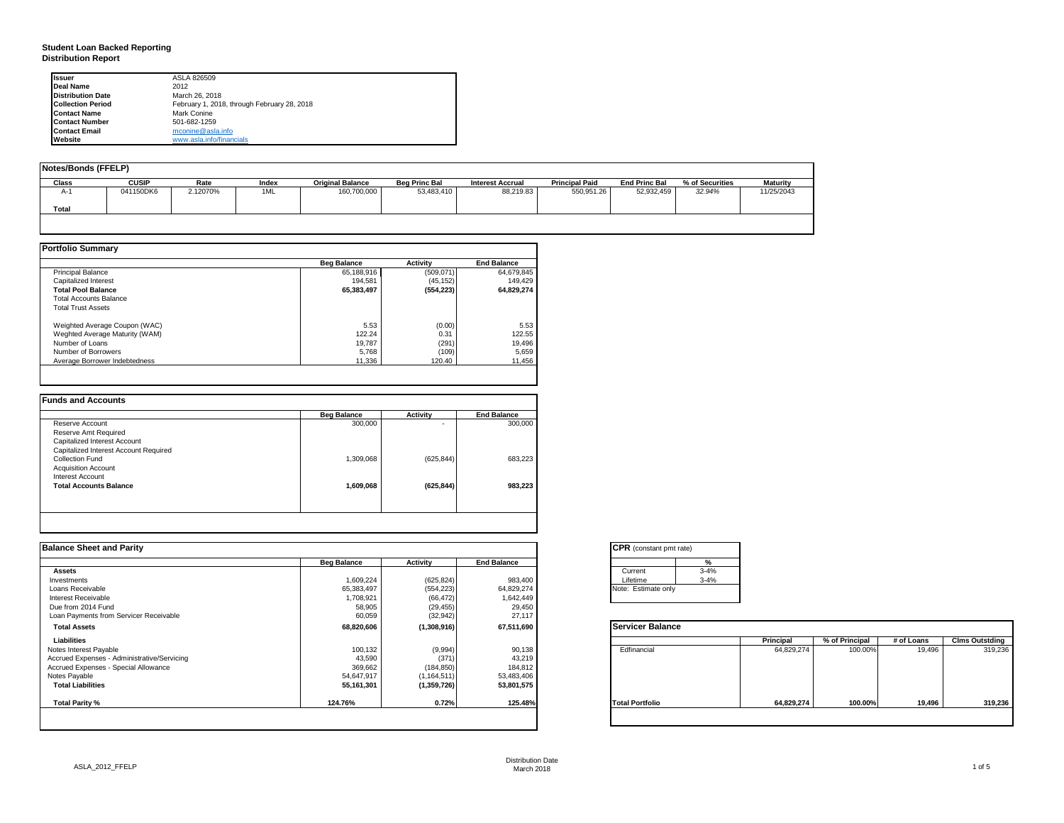**Student Loan Backed Reporting**
**Distribution Report**

| | |
|---|---|
| **Issuer** | ASLA 826509 |
| **Deal Name** | 2012 |
| **Distribution Date** | March 26, 2018 |
| **Collection Period** | February 1, 2018, through February 28, 2018 |
| **Contact Name** | Mark Conine |
| **Contact Number** | 501-682-1259 |
| **Contact Email** | mconine@asla.info |
| **Website** | www.asla.info/financials |

## Notes/Bonds (FFELP)

| Class | CUSIP | Rate | Index | Original Balance | Beg Princ Bal | Interest Accrual | Principal Paid | End Princ Bal | % of Securities | Maturity |
|---|---|---|---|---|---|---|---|---|---|---|
| A-1 | 041150DK6 | 2.12070% | 1ML | 160,700,000 | 53,483,410 | 88,219.83 | 550,951.26 | 52,932,459 | *32.94%* | 11/25/2043 |
| **Total** | | | | | | | | | | |

## Portfolio Summary

| | Beg Balance | Activity | End Balance |
|---|---|---|---|
| Principal Balance | 65,188,916 | (509,071) | 64,679,845 |
| Capitalized Interest | 194,581 | (45,152) | 149,429 |
| **Total Pool Balance** | **65,383,497** | **(554,223)** | **64,829,274** |
| Total Accounts Balance | | | |
| Total Trust Assets | | | |
| Weighted Average Coupon (WAC) | 5.53 | (0.00) | 5.53 |
| Weghted Average Maturity (WAM) | 122.24 | 0.31 | 122.55 |
| Number of Loans | 19,787 | (291) | 19,496 |
| Number of Borrowers | 5,768 | (109) | 5,659 |
| Average Borrower Indebtedness | 11,336 | 120.40 | 11,456 |

## Funds and Accounts

| | Beg Balance | Activity | End Balance |
|---|---|---|---|
| Reserve Account | 300,000 | - | 300,000 |
| Reserve Amt Required | | | |
| Capitalized Interest Account | | | |
| Capitalized Interest Account Required | | | |
| Collection Fund | 1,309,068 | (625,844) | 683,223 |
| Acquisition Account | | | |
| Interest Account | | | |
| **Total Accounts Balance** | **1,609,068** | **(625,844)** | **983,223** |

## Balance Sheet and Parity

| | Beg Balance | Activity | End Balance |
|---|---|---|---|
| **Assets** | | | |
| Investments | 1,609,224 | (625,824) | 983,400 |
| Loans Receivable | 65,383,497 | (554,223) | 64,829,274 |
| Interest Receivable | 1,708,921 | (66,472) | 1,642,449 |
| Due from 2014 Fund | 58,905 | (29,455) | 29,450 |
| Loan Payments from Servicer Receivable | 60,059 | (32,942) | 27,117 |
| **Total Assets** | **68,820,606** | **(1,308,916)** | **67,511,690** |
| **Liabilities** | | | |
| Notes Interest Payable | 100,132 | (9,994) | 90,138 |
| Accrued Expenses - Administrative/Servicing | 43,590 | (371) | 43,219 |
| Accrued Expenses - Special Allowance | 369,662 | (184,850) | 184,812 |
| Notes Payable | 54,647,917 | (1,164,511) | 53,483,406 |
| **Total Liabilities** | **55,161,301** | **(1,359,726)** | **53,801,575** |
| **Total Parity %** | **124.76%** | **0.72%** | **125.48%** |

## CPR (constant pmt rate)

| | % |
|---|---|
| Current | 3-4% |
| Lifetime | 3-4% |

Note: Estimate only

## Servicer Balance

| | Principal | % of Principal | # of Loans | Clms Outstding |
|---|---|---|---|---|
| Edfinancial | 64,829,274 | 100.00% | 19,496 | 319,236 |
| **Total Portfolio** | **64,829,274** | **100.00%** | **19,496** | **319,236** |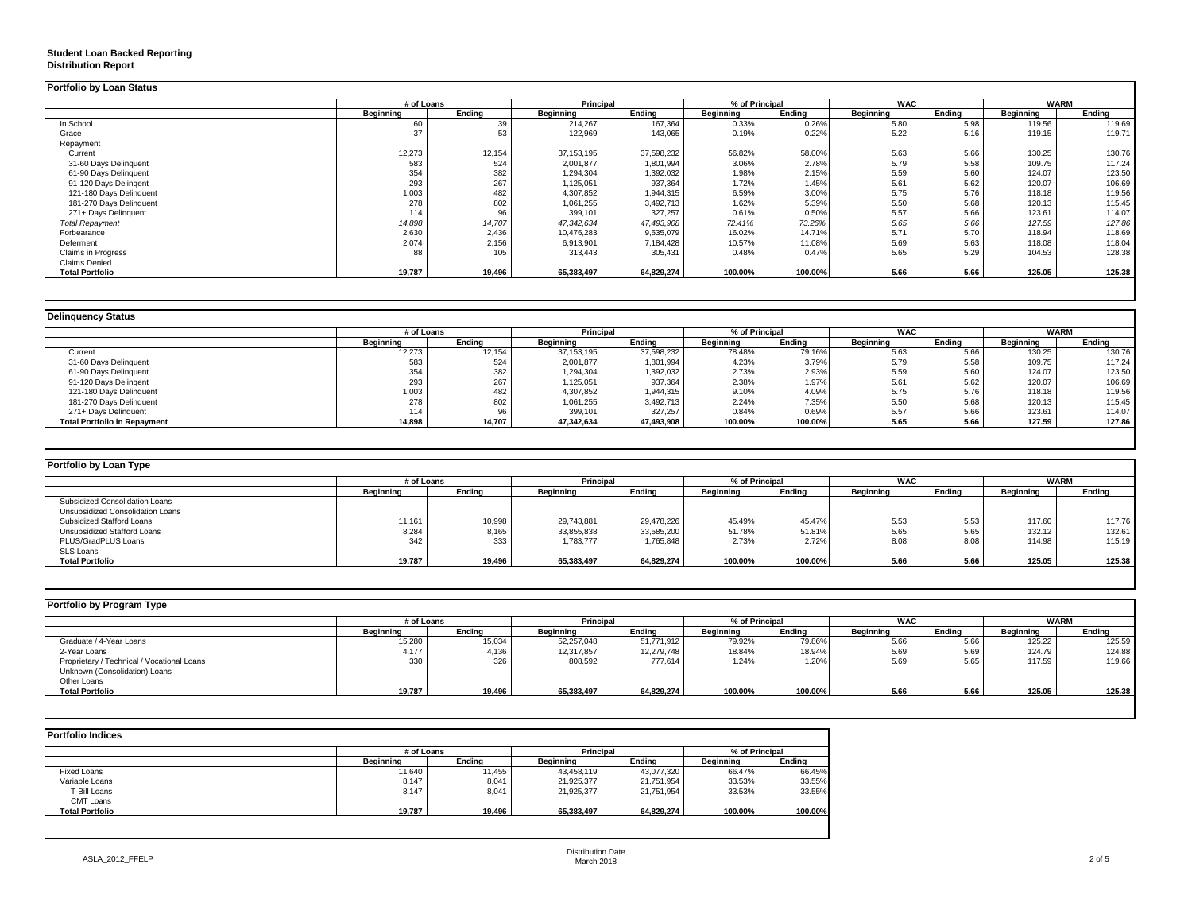**Student Loan Backed Reporting**
**Distribution Report**

## Portfolio by Loan Status

| | # of Loans | | Principal | | % of Principal | | WAC | | WARM | |
|---|---|---|---|---|---|---|---|---|---|---|
| | Beginning | Ending | Beginning | Ending | Beginning | Ending | Beginning | Ending | Beginning | Ending |
| In School | 60 | 39 | 214,267 | 167,364 | 0.33% | 0.26% | 5.80 | 5.98 | 119.56 | 119.69 |
| Grace | 37 | 53 | 122,969 | 143,065 | 0.19% | 0.22% | 5.22 | 5.16 | 119.15 | 119.71 |
| Repayment | | | | | | | | | | |
| Current | 12,273 | 12,154 | 37,153,195 | 37,598,232 | 56.82% | 58.00% | 5.63 | 5.66 | 130.25 | 130.76 |
| 31-60 Days Delinquent | 583 | 524 | 2,001,877 | 1,801,994 | 3.06% | 2.78% | 5.79 | 5.58 | 109.75 | 117.24 |
| 61-90 Days Delinquent | 354 | 382 | 1,294,304 | 1,392,032 | 1.98% | 2.15% | 5.59 | 5.60 | 124.07 | 123.50 |
| 91-120 Days Delingent | 293 | 267 | 1,125,051 | 937,364 | 1.72% | 1.45% | 5.61 | 5.62 | 120.07 | 106.69 |
| 121-180 Days Delinquent | 1,003 | 482 | 4,307,852 | 1,944,315 | 6.59% | 3.00% | 5.75 | 5.76 | 118.18 | 119.56 |
| 181-270 Days Delinquent | 278 | 802 | 1,061,255 | 3,492,713 | 1.62% | 5.39% | 5.50 | 5.68 | 120.13 | 115.45 |
| 271+ Days Delinquent | 114 | 96 | 399,101 | 327,257 | 0.61% | 0.50% | 5.57 | 5.66 | 123.61 | 114.07 |
| *Total Repayment* | *14,898* | *14,707* | *47,342,634* | *47,493,908* | *72.41%* | *73.26%* | *5.65* | *5.66* | *127.59* | *127.86* |
| Forbearance | 2,630 | 2,436 | 10,476,283 | 9,535,079 | 16.02% | 14.71% | 5.71 | 5.70 | 118.94 | 118.69 |
| Deferment | 2,074 | 2,156 | 6,913,901 | 7,184,428 | 10.57% | 11.08% | 5.69 | 5.63 | 118.08 | 118.04 |
| Claims in Progress | 88 | 105 | 313,443 | 305,431 | 0.48% | 0.47% | 5.65 | 5.29 | 104.53 | 128.38 |
| Claims Denied | | | | | | | | | | |
| **Total Portfolio** | **19,787** | **19,496** | **65,383,497** | **64,829,274** | **100.00%** | **100.00%** | **5.66** | **5.66** | **125.05** | **125.38** |

## Delinquency Status

| | # of Loans | | Principal | | % of Principal | | WAC | | WARM | |
|---|---|---|---|---|---|---|---|---|---|---|
| | Beginning | Ending | Beginning | Ending | Beginning | Ending | Beginning | Ending | Beginning | Ending |
| Current | 12,273 | 12,154 | 37,153,195 | 37,598,232 | 78.48% | 79.16% | 5.63 | 5.66 | 130.25 | 130.76 |
| 31-60 Days Delinquent | 583 | 524 | 2,001,877 | 1,801,994 | 4.23% | 3.79% | 5.79 | 5.58 | 109.75 | 117.24 |
| 61-90 Days Delinquent | 354 | 382 | 1,294,304 | 1,392,032 | 2.73% | 2.93% | 5.59 | 5.60 | 124.07 | 123.50 |
| 91-120 Days Delingent | 293 | 267 | 1,125,051 | 937,364 | 2.38% | 1.97% | 5.61 | 5.62 | 120.07 | 106.69 |
| 121-180 Days Delinquent | 1,003 | 482 | 4,307,852 | 1,944,315 | 9.10% | 4.09% | 5.75 | 5.76 | 118.18 | 119.56 |
| 181-270 Days Delinquent | 278 | 802 | 1,061,255 | 3,492,713 | 2.24% | 7.35% | 5.50 | 5.68 | 120.13 | 115.45 |
| 271+ Days Delinquent | 114 | 96 | 399,101 | 327,257 | 0.84% | 0.69% | 5.57 | 5.66 | 123.61 | 114.07 |
| **Total Portfolio in Repayment** | **14,898** | **14,707** | **47,342,634** | **47,493,908** | **100.00%** | **100.00%** | **5.65** | **5.66** | **127.59** | **127.86** |

## Portfolio by Loan Type

| | # of Loans | | Principal | | % of Principal | | WAC | | WARM | |
|---|---|---|---|---|---|---|---|---|---|---|
| | Beginning | Ending | Beginning | Ending | Beginning | Ending | Beginning | Ending | Beginning | Ending |
| Subsidized Consolidation Loans | | | | | | | | | | |
| Unsubsidized Consolidation Loans | | | | | | | | | | |
| Subsidized Stafford Loans | 11,161 | 10,998 | 29,743,881 | 29,478,226 | 45.49% | 45.47% | 5.53 | 5.53 | 117.60 | 117.76 |
| Unsubsidized Stafford Loans | 8,284 | 8,165 | 33,855,838 | 33,585,200 | 51.78% | 51.81% | 5.65 | 5.65 | 132.12 | 132.61 |
| PLUS/GradPLUS Loans | 342 | 333 | 1,783,777 | 1,765,848 | 2.73% | 2.72% | 8.08 | 8.08 | 114.98 | 115.19 |
| SLS Loans | | | | | | | | | | |
| **Total Portfolio** | **19,787** | **19,496** | **65,383,497** | **64,829,274** | **100.00%** | **100.00%** | **5.66** | **5.66** | **125.05** | **125.38** |

## Portfolio by Program Type

| | # of Loans | | Principal | | % of Principal | | WAC | | WARM | |
|---|---|---|---|---|---|---|---|---|---|---|
| | Beginning | Ending | Beginning | Ending | Beginning | Ending | Beginning | Ending | Beginning | Ending |
| Graduate / 4-Year Loans | 15,280 | 15,034 | 52,257,048 | 51,771,912 | 79.92% | 79.86% | 5.66 | 5.66 | 125.22 | 125.59 |
| 2-Year Loans | 4,177 | 4,136 | 12,317,857 | 12,279,748 | 18.84% | 18.94% | 5.69 | 5.69 | 124.79 | 124.88 |
| Proprietary / Technical / Vocational Loans | 330 | 326 | 808,592 | 777,614 | 1.24% | 1.20% | 5.69 | 5.65 | 117.59 | 119.66 |
| Unknown (Consolidation) Loans | | | | | | | | | | |
| Other Loans | | | | | | | | | | |
| **Total Portfolio** | **19,787** | **19,496** | **65,383,497** | **64,829,274** | **100.00%** | **100.00%** | **5.66** | **5.66** | **125.05** | **125.38** |

## Portfolio Indices

| | # of Loans | | Principal | | % of Principal | |
|---|---|---|---|---|---|---|
| | Beginning | Ending | Beginning | Ending | Beginning | Ending |
| Fixed Loans | 11,640 | 11,455 | 43,458,119 | 43,077,320 | 66.47% | 66.45% |
| Variable Loans | 8,147 | 8,041 | 21,925,377 | 21,751,954 | 33.53% | 33.55% |
| T-Bill Loans | 8,147 | 8,041 | 21,925,377 | 21,751,954 | 33.53% | 33.55% |
| CMT Loans | | | | | | |
| **Total Portfolio** | **19,787** | **19,496** | **65,383,497** | **64,829,274** | **100.00%** | **100.00%** |

ASLA_2012_FFELP

Distribution Date
March 2018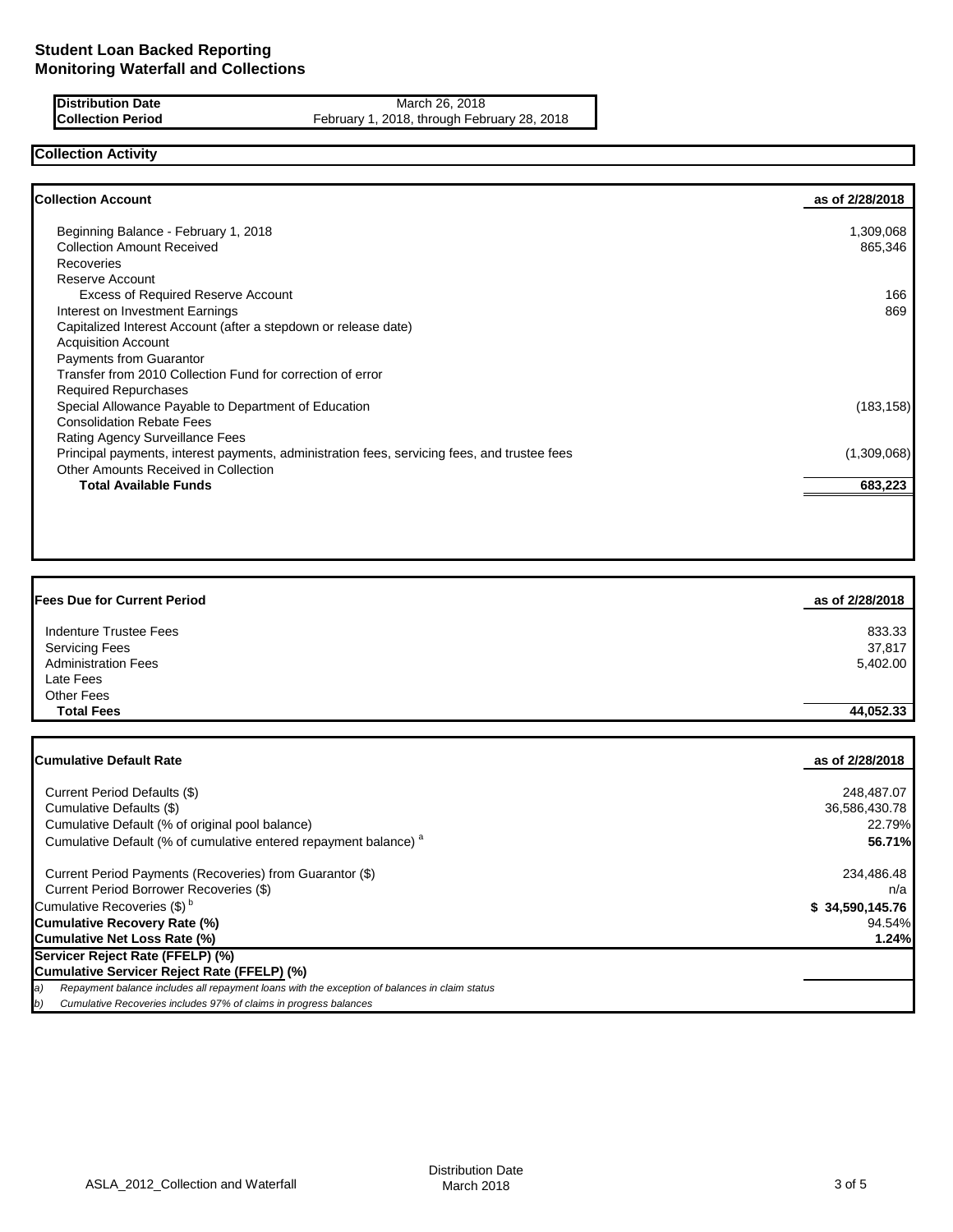# Student Loan Backed Reporting
## Monitoring Waterfall and Collections

| | |
|---|---|
| **Distribution Date** | March 26, 2018 |
| **Collection Period** | February 1, 2018, through February 28, 2018 |

## Collection Activity

| **Collection Account** | **as of 2/28/2018** |
|---|---|
| Beginning Balance - February 1, 2018 | 1,309,068 |
| Collection Amount Received | 865,346 |
| Recoveries | |
| Reserve Account | |
| Excess of Required Reserve Account | 166 |
| Interest on Investment Earnings | 869 |
| Capitalized Interest Account (after a stepdown or release date) | |
| Acquisition Account | |
| Payments from Guarantor | |
| Transfer from 2010 Collection Fund for correction of error | |
| Required Repurchases | |
| Special Allowance Payable to Department of Education | (183,158) |
| Consolidation Rebate Fees | |
| Rating Agency Surveillance Fees | |
| Principal payments, interest payments, administration fees, servicing fees, and trustee fees | (1,309,068) |
| Other Amounts Received in Collection | |
| **Total Available Funds** | **683,223** |

| **Fees Due for Current Period** | **as of 2/28/2018** |
|---|---|
| Indenture Trustee Fees | 833.33 |
| Servicing Fees | 37,817 |
| Administration Fees | 5,402.00 |
| Late Fees | |
| Other Fees | |
| **Total Fees** | **44,052.33** |

| **Cumulative Default Rate** | **as of 2/28/2018** |
|---|---|
| Current Period Defaults ($) | 248,487.07 |
| Cumulative Defaults ($) | 36,586,430.78 |
| Cumulative Default (% of original pool balance) | 22.79% |
| Cumulative Default (% of cumulative entered repayment balance) [a] | **56.71%** |
| Current Period Payments (Recoveries) from Guarantor ($) | 234,486.48 |
| Current Period Borrower Recoveries ($) | n/a |
| Cumulative Recoveries ($) [b] | **$ 34,590,145.76** |
| **Cumulative Recovery Rate (%)** | 94.54% |
| **Cumulative Net Loss Rate (%)** | **1.24%** |
| **Servicer Reject Rate (FFELP) (%)** | |
| **Cumulative Servicer Reject Rate (FFELP) (%)** | |

*a) Repayment balance includes all repayment loans with the exception of balances in claim status*

*b) Cumulative Recoveries includes 97% of claims in progress balances*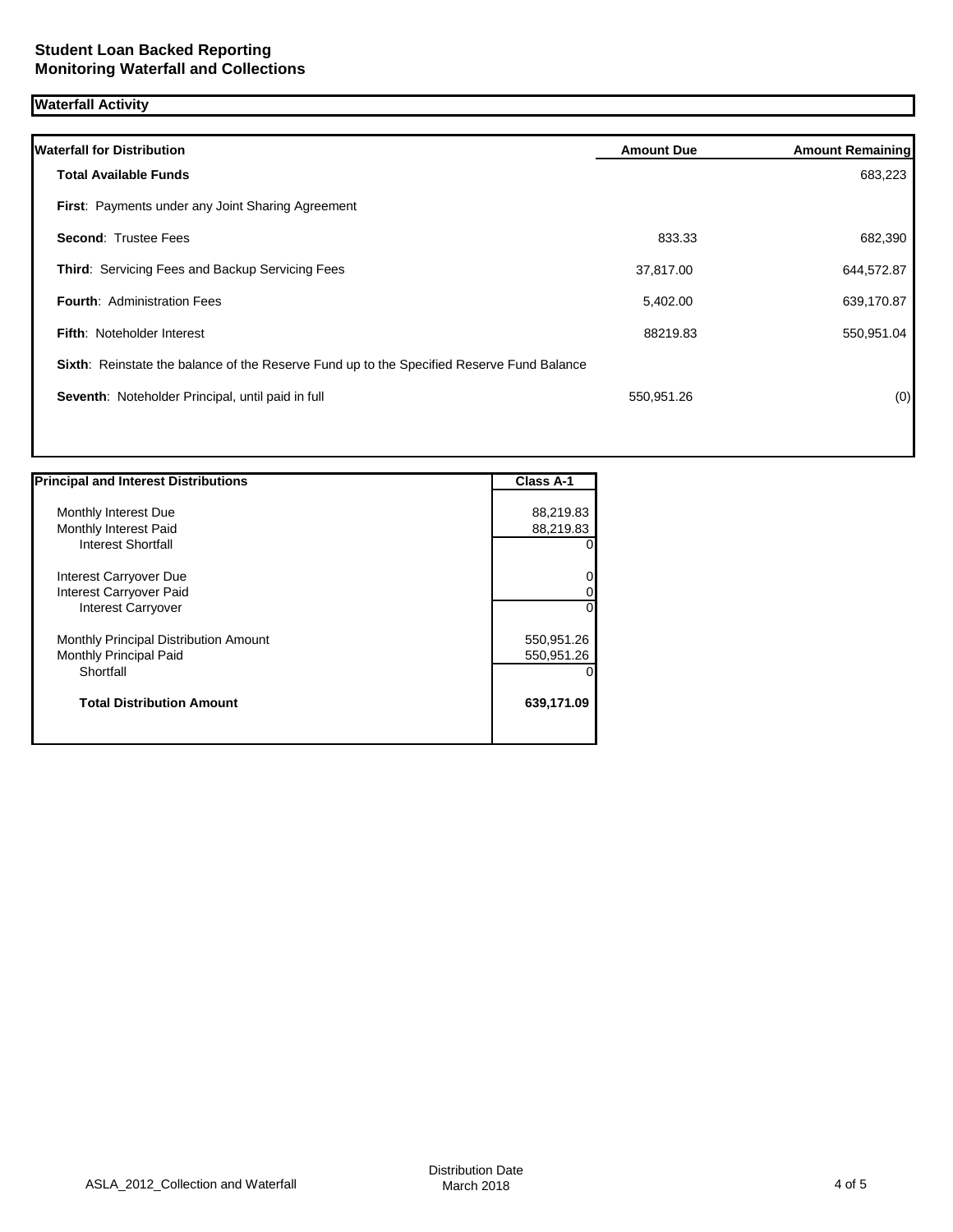**Student Loan Backed Reporting**
**Monitoring Waterfall and Collections**

## Waterfall Activity

| Waterfall for Distribution | Amount Due | Amount Remaining |
|---|---|---|
| **Total Available Funds** | | 683,223 |
| **First**: Payments under any Joint Sharing Agreement | | |
| **Second**: Trustee Fees | 833.33 | 682,390 |
| **Third**: Servicing Fees and Backup Servicing Fees | 37,817.00 | 644,572.87 |
| **Fourth**: Administration Fees | 5,402.00 | 639,170.87 |
| **Fifth**: Noteholder Interest | 88219.83 | 550,951.04 |
| **Sixth**: Reinstate the balance of the Reserve Fund up to the Specified Reserve Fund Balance | | |
| **Seventh**: Noteholder Principal, until paid in full | 550,951.26 | (0) |

| Principal and Interest Distributions | Class A-1 |
|---|---|
| Monthly Interest Due | 88,219.83 |
| Monthly Interest Paid | 88,219.83 |
| Interest Shortfall | 0 |
| Interest Carryover Due | 0 |
| Interest Carryover Paid | 0 |
| Interest Carryover | 0 |
| Monthly Principal Distribution Amount | 550,951.26 |
| Monthly Principal Paid | 550,951.26 |
| Shortfall | 0 |
| **Total Distribution Amount** | **639,171.09** |

ASLA_2012_Collection and Waterfall

Distribution Date
March 2018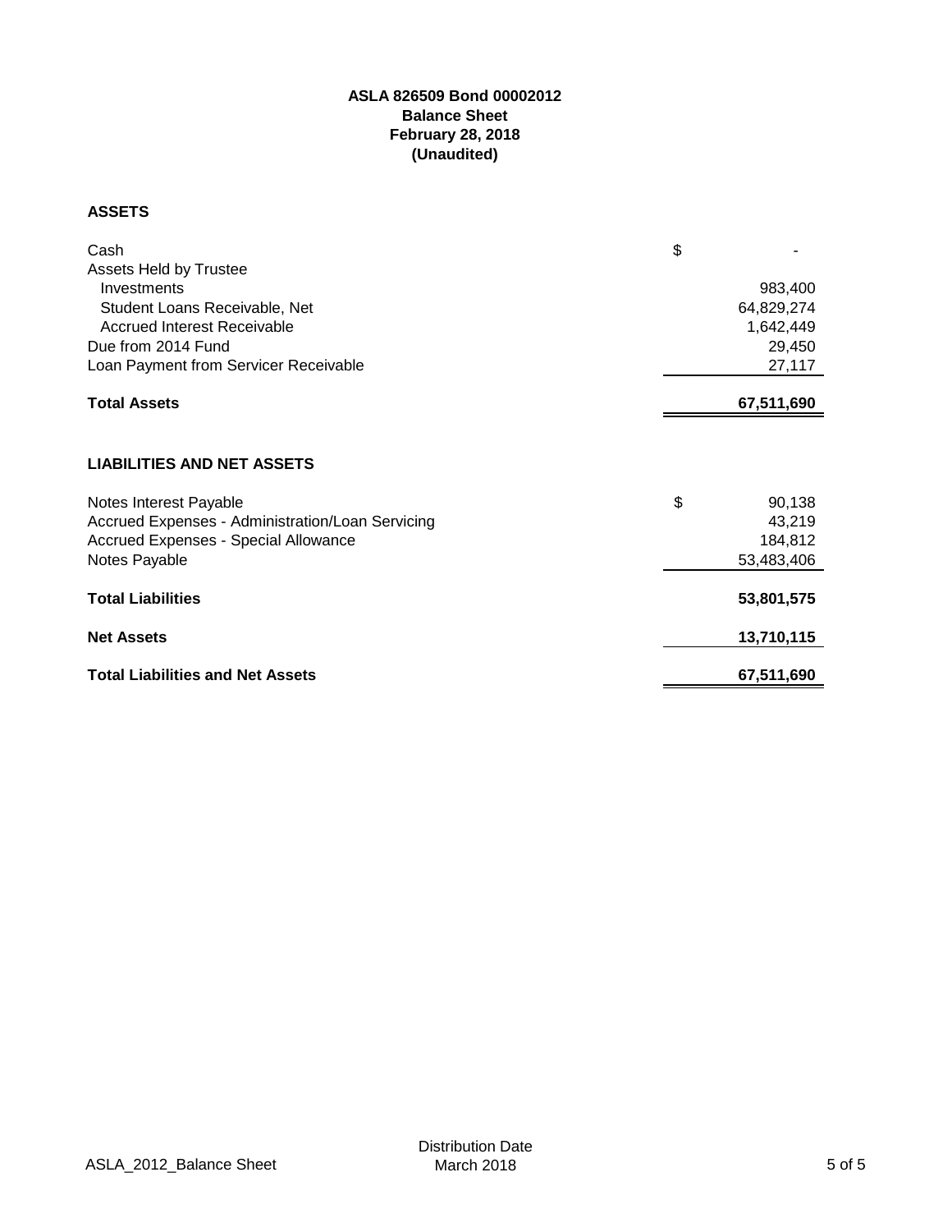**ASLA 826509 Bond 00002012**
**Balance Sheet**
**February 28, 2018**
**(Unaudited)**

**ASSETS**

| | | |
|---|---|---|
| Cash | $ | - |
| Assets Held by Trustee | | |
| Investments | | 983,400 |
| Student Loans Receivable, Net | | 64,829,274 |
| Accrued Interest Receivable | | 1,642,449 |
| Due from 2014 Fund | | 29,450 |
| Loan Payment from Servicer Receivable | | 27,117 |
| **Total Assets** | | **67,511,690** |

**LIABILITIES AND NET ASSETS**

| | | |
|---|---|---|
| Notes Interest Payable | $ | 90,138 |
| Accrued Expenses - Administration/Loan Servicing | | 43,219 |
| Accrued Expenses - Special Allowance | | 184,812 |
| Notes Payable | | 53,483,406 |
| **Total Liabilities** | | **53,801,575** |
| **Net Assets** | | **13,710,115** |
| **Total Liabilities and Net Assets** | | **67,511,690** |

ASLA_2012_Balance Sheet

Distribution Date
March 2018